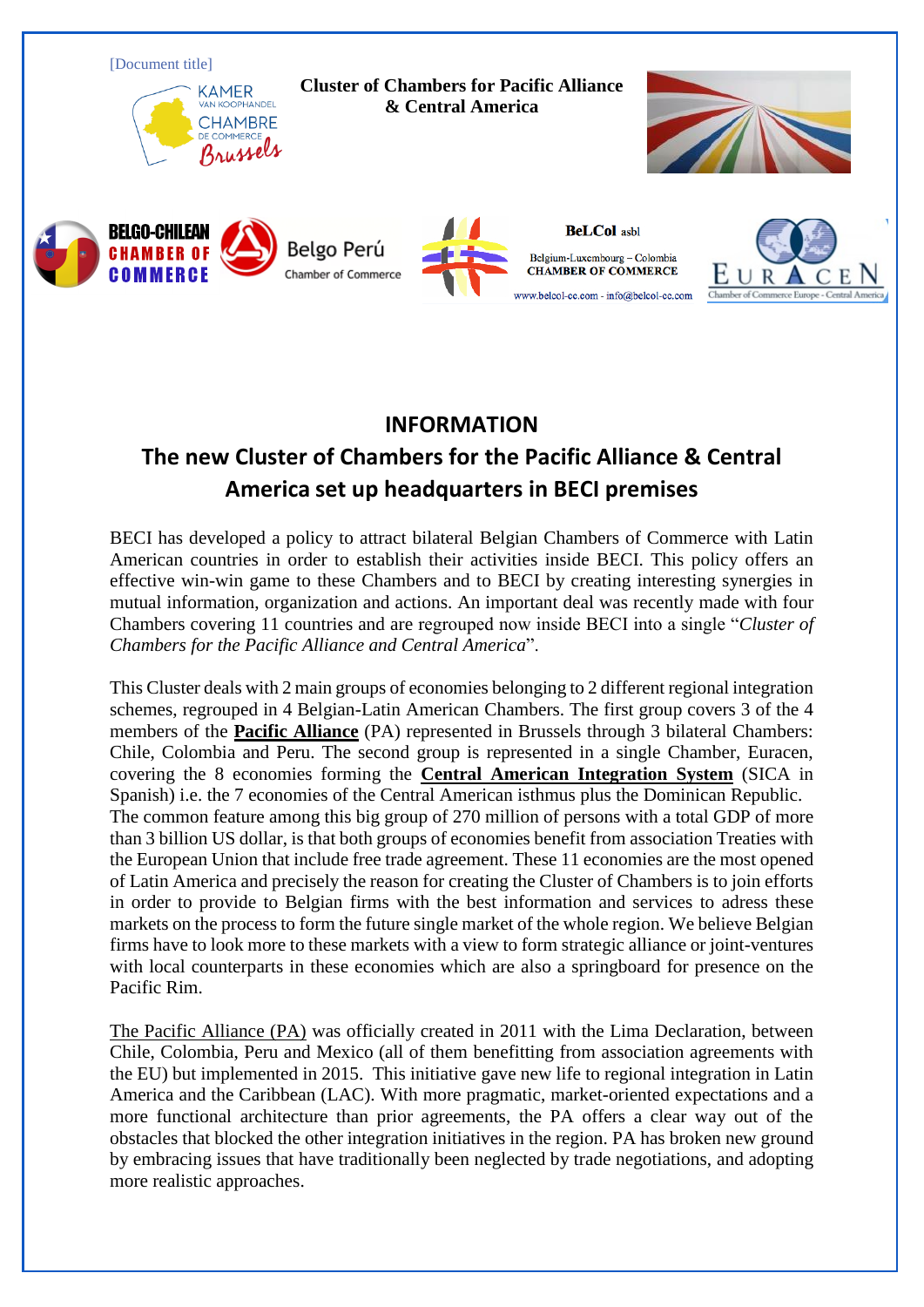[Document title]

**Cluster of Chambers for Pacific Alliance & Central America**

KAMER VAN KOOPHANDEL CHAMBRE DE COMMERCE Brussels

BELGO-CHILEAN CHAMBER OF COMMERCE

Belgo Perú Chamber of Commerce

BeLCol asbl
Belgium-Luxembourg – Colombia
CHAMBER OF COMMERCE
www.belcol-cc.com - info@belcol-cc.com

EURACEN Chamber of Commerce Europe - Central America

# INFORMATION

# The new Cluster of Chambers for the Pacific Alliance & Central America set up headquarters in BECI premises

BECI has developed a policy to attract bilateral Belgian Chambers of Commerce with Latin American countries in order to establish their activities inside BECI. This policy offers an effective win-win game to these Chambers and to BECI by creating interesting synergies in mutual information, organization and actions. An important deal was recently made with four Chambers covering 11 countries and are regrouped now inside BECI into a single "*Cluster of Chambers for the Pacific Alliance and Central America*".

This Cluster deals with 2 main groups of economies belonging to 2 different regional integration schemes, regrouped in 4 Belgian-Latin American Chambers. The first group covers 3 of the 4 members of the **Pacific Alliance** (PA) represented in Brussels through 3 bilateral Chambers: Chile, Colombia and Peru. The second group is represented in a single Chamber, Euracen, covering the 8 economies forming the **Central American Integration System** (SICA in Spanish) i.e. the 7 economies of the Central American isthmus plus the Dominican Republic. The common feature among this big group of 270 million of persons with a total GDP of more than 3 billion US dollar, is that both groups of economies benefit from association Treaties with the European Union that include free trade agreement. These 11 economies are the most opened of Latin America and precisely the reason for creating the Cluster of Chambers is to join efforts in order to provide to Belgian firms with the best information and services to adress these markets on the process to form the future single market of the whole region. We believe Belgian firms have to look more to these markets with a view to form strategic alliance or joint-ventures with local counterparts in these economies which are also a springboard for presence on the Pacific Rim.

The Pacific Alliance (PA) was officially created in 2011 with the Lima Declaration, between Chile, Colombia, Peru and Mexico (all of them benefitting from association agreements with the EU) but implemented in 2015. This initiative gave new life to regional integration in Latin America and the Caribbean (LAC). With more pragmatic, market-oriented expectations and a more functional architecture than prior agreements, the PA offers a clear way out of the obstacles that blocked the other integration initiatives in the region. PA has broken new ground by embracing issues that have traditionally been neglected by trade negotiations, and adopting more realistic approaches.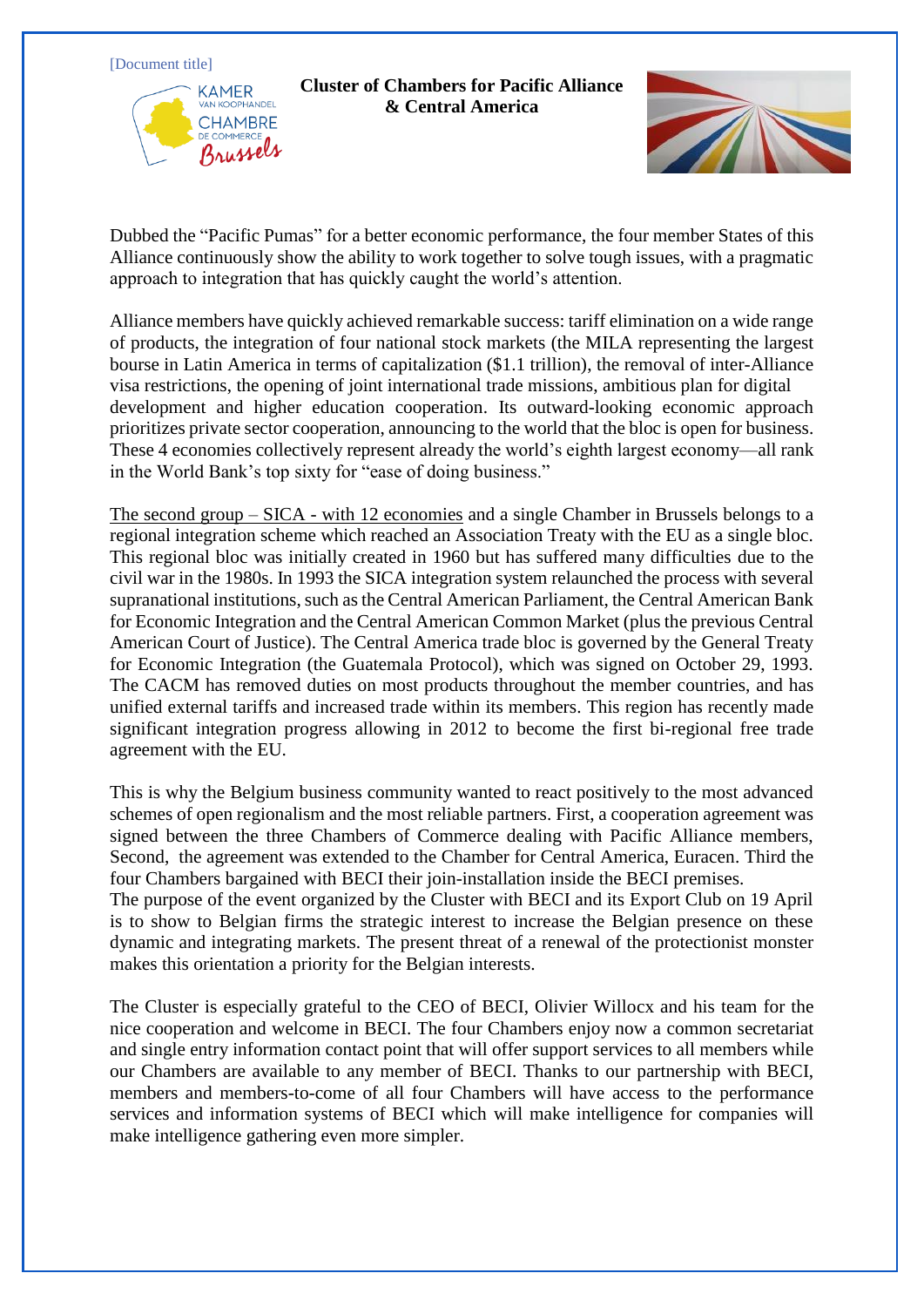[Document title]

**Cluster of Chambers for Pacific Alliance & Central America**

Dubbed the "Pacific Pumas" for a better economic performance, the four member States of this Alliance continuously show the ability to work together to solve tough issues, with a pragmatic approach to integration that has quickly caught the world's attention.

Alliance members have quickly achieved remarkable success: tariff elimination on a wide range of products, the integration of four national stock markets (the MILA representing the largest bourse in Latin America in terms of capitalization ($1.1 trillion), the removal of inter-Alliance visa restrictions, the opening of joint international trade missions, ambitious plan for digital development and higher education cooperation. Its outward-looking economic approach prioritizes private sector cooperation, announcing to the world that the bloc is open for business. These 4 economies collectively represent already the world's eighth largest economy—all rank in the World Bank's top sixty for "ease of doing business."

The second group – SICA - with 12 economies and a single Chamber in Brussels belongs to a regional integration scheme which reached an Association Treaty with the EU as a single bloc. This regional bloc was initially created in 1960 but has suffered many difficulties due to the civil war in the 1980s. In 1993 the SICA integration system relaunched the process with several supranational institutions, such as the Central American Parliament, the Central American Bank for Economic Integration and the Central American Common Market (plus the previous Central American Court of Justice). The Central America trade bloc is governed by the General Treaty for Economic Integration (the Guatemala Protocol), which was signed on October 29, 1993. The CACM has removed duties on most products throughout the member countries, and has unified external tariffs and increased trade within its members. This region has recently made significant integration progress allowing in 2012 to become the first bi-regional free trade agreement with the EU.

This is why the Belgium business community wanted to react positively to the most advanced schemes of open regionalism and the most reliable partners. First, a cooperation agreement was signed between the three Chambers of Commerce dealing with Pacific Alliance members, Second, the agreement was extended to the Chamber for Central America, Euracen. Third the four Chambers bargained with BECI their join-installation inside the BECI premises.
The purpose of the event organized by the Cluster with BECI and its Export Club on 19 April is to show to Belgian firms the strategic interest to increase the Belgian presence on these dynamic and integrating markets. The present threat of a renewal of the protectionist monster makes this orientation a priority for the Belgian interests.

The Cluster is especially grateful to the CEO of BECI, Olivier Willocx and his team for the nice cooperation and welcome in BECI. The four Chambers enjoy now a common secretariat and single entry information contact point that will offer support services to all members while our Chambers are available to any member of BECI. Thanks to our partnership with BECI, members and members-to-come of all four Chambers will have access to the performance services and information systems of BECI which will make intelligence for companies will make intelligence gathering even more simpler.